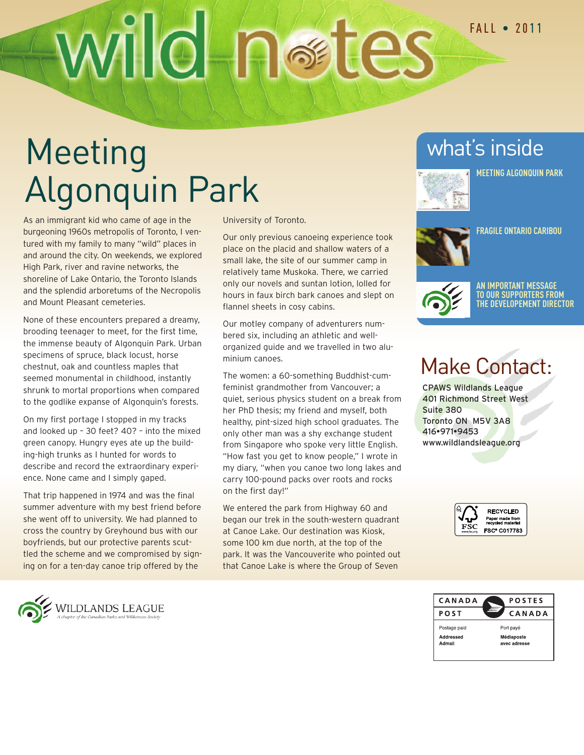# wild notes

FALL • 2011

# Meeting Algonquin Park

As an immigrant kid who came of age in the burgeoning 1960s metropolis of Toronto, I ventured with my family to many "wild" places in and around the city. On weekends, we explored High Park, river and ravine networks, the shoreline of Lake Ontario, the Toronto Islands and the splendid arboretums of the Necropolis and Mount Pleasant cemeteries.

None of these encounters prepared a dreamy, brooding teenager to meet, for the first time, the immense beauty of Algonquin Park. Urban specimens of spruce, black locust, horse chestnut, oak and countless maples that seemed monumental in childhood, instantly shrunk to mortal proportions when compared to the godlike expanse of Algonquin's forests.

On my first portage I stopped in my tracks and looked up – 30 feet? 40? – into the mixed green canopy. Hungry eyes ate up the building-high trunks as I hunted for words to describe and record the extraordinary experience. None came and I simply gaped.

That trip happened in 1974 and was the final summer adventure with my best friend before she went off to university. We had planned to cross the country by Greyhound bus with our boyfriends, but our protective parents scuttled the scheme and we compromised by signing on for a ten-day canoe trip offered by the University of Toronto.

Our only previous canoeing experience took place on the placid and shallow waters of a small lake, the site of our summer camp in relatively tame Muskoka. There, we carried only our novels and suntan lotion, lolled for hours in faux birch bark canoes and slept on flannel sheets in cosy cabins.

Our motley company of adventurers numbered six, including an athletic and well-organized guide and we travelled in two aluminium canoes.

The women: a 60-something Buddhist-cum-feminist grandmother from Vancouver; a quiet, serious physics student on a break from her PhD thesis; my friend and myself, both healthy, pint-sized high school graduates. The only other man was a shy exchange student from Singapore who spoke very little English. "How fast you get to know people," I wrote in my diary, "when you canoe two long lakes and carry 100-pound packs over roots and rocks on the first day!"

We entered the park from Highway 60 and began our trek in the south-western quadrant at Canoe Lake. Our destination was Kiosk, some 100 km due north, at the top of the park. It was the Vancouverite who pointed out that Canoe Lake is where the Group of Seven

## what's inside

- MEETING ALGONQUIN PARK
- FRAGILE ONTARIO CARIBOU
- AN IMPORTANT MESSAGE TO OUR SUPPORTERS FROM THE DEVELOPEMENT DIRECTOR

## Make Contact:

CPAWS Wildlands League
401 Richmond Street West
Suite 380
Toronto ON M5V 3A8
416•971•9453
www.wildlandsleague.org

RECYCLED
Paper made from recycled material
FSC® C017783

WILDLANDS LEAGUE
*A chapter of the Canadian Parks and Wilderness Society*

| CANADA POST | POSTES CANADA |
|---|---|
| Postage paid | Port payé |
| Addressed Admail | Médiaposte avec adresse |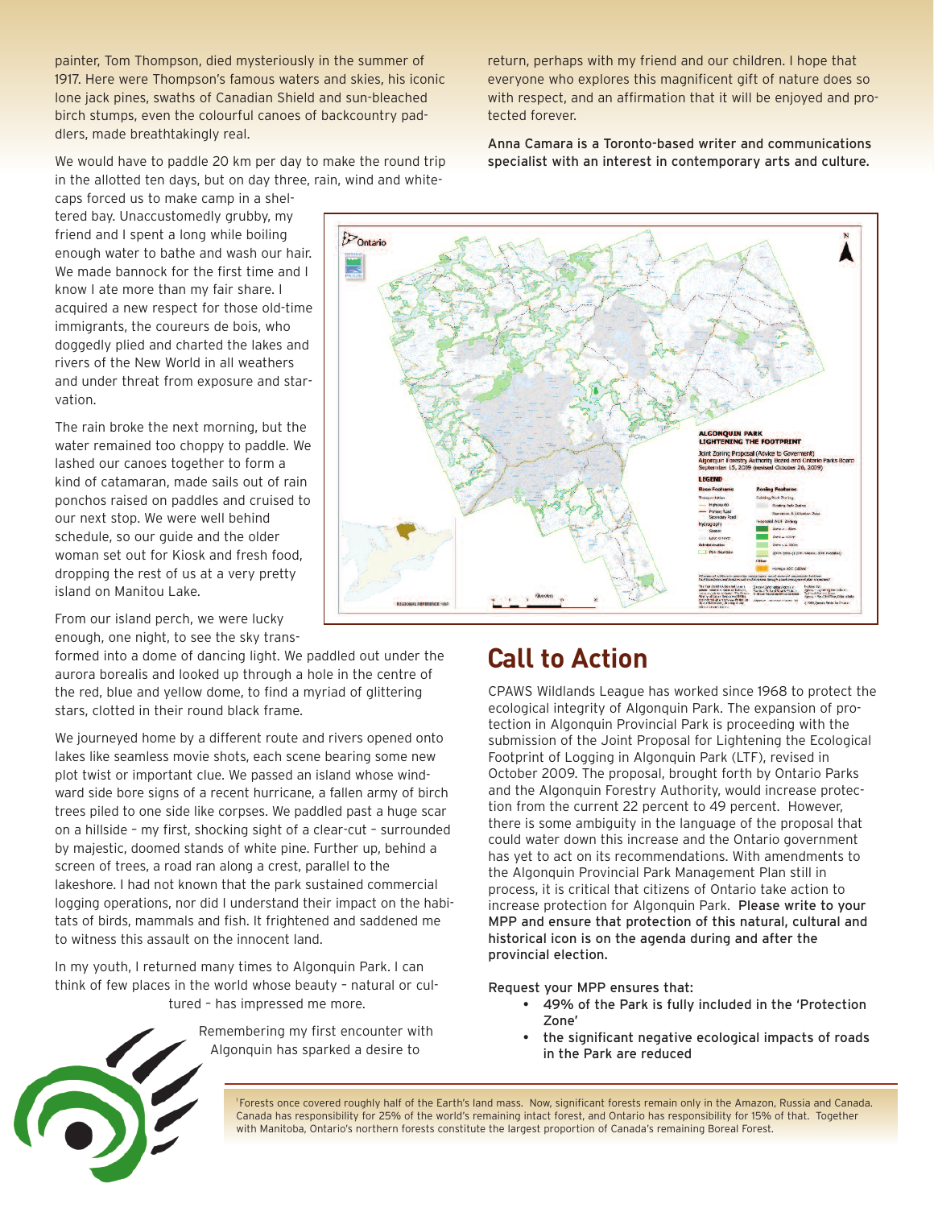painter, Tom Thompson, died mysteriously in the summer of 1917. Here were Thompson's famous waters and skies, his iconic lone jack pines, swaths of Canadian Shield and sun-bleached birch stumps, even the colourful canoes of backcountry paddlers, made breathtakingly real.

We would have to paddle 20 km per day to make the round trip in the allotted ten days, but on day three, rain, wind and whitecaps forced us to make camp in a sheltered bay. Unaccustomedly grubby, my friend and I spent a long while boiling enough water to bathe and wash our hair. We made bannock for the first time and I know I ate more than my fair share. I acquired a new respect for those old-time immigrants, the coureurs de bois, who doggedly plied and charted the lakes and rivers of the New World in all weathers and under threat from exposure and starvation.

The rain broke the next morning, but the water remained too choppy to paddle. We lashed our canoes together to form a kind of catamaran, made sails out of rain ponchos raised on paddles and cruised to our next stop. We were well behind schedule, so our guide and the older woman set out for Kiosk and fresh food, dropping the rest of us at a very pretty island on Manitou Lake.

From our island perch, we were lucky enough, one night, to see the sky transformed into a dome of dancing light. We paddled out under the aurora borealis and looked up through a hole in the centre of the red, blue and yellow dome, to find a myriad of glittering stars, clotted in their round black frame.

We journeyed home by a different route and rivers opened onto lakes like seamless movie shots, each scene bearing some new plot twist or important clue. We passed an island whose windward side bore signs of a recent hurricane, a fallen army of birch trees piled to one side like corpses. We paddled past a huge scar on a hillside – my first, shocking sight of a clear-cut – surrounded by majestic, doomed stands of white pine. Further up, behind a screen of trees, a road ran along a crest, parallel to the lakeshore. I had not known that the park sustained commercial logging operations, nor did I understand their impact on the habitats of birds, mammals and fish. It frightened and saddened me to witness this assault on the innocent land.

In my youth, I returned many times to Algonquin Park. I can think of few places in the world whose beauty – natural or cultured – has impressed me more.

Remembering my first encounter with Algonquin has sparked a desire to return, perhaps with my friend and our children. I hope that everyone who explores this magnificent gift of nature does so with respect, and an affirmation that it will be enjoyed and protected forever.

Anna Camara is a Toronto-based writer and communications specialist with an interest in contemporary arts and culture.

ALGONQUIN PARK
LIGHTENING THE FOOTPRINT
Joint Zoning Proposal (Advice to Government)
Algonquin Forestry Authority Board and Ontario Parks Board
September 15, 2009 (revised October 26, 2009)

## Call to Action

CPAWS Wildlands League has worked since 1968 to protect the ecological integrity of Algonquin Park. The expansion of protection in Algonquin Provincial Park is proceeding with the submission of the Joint Proposal for Lightening the Ecological Footprint of Logging in Algonquin Park (LTF), revised in October 2009. The proposal, brought forth by Ontario Parks and the Algonquin Forestry Authority, would increase protection from the current 22 percent to 49 percent. However, there is some ambiguity in the language of the proposal that could water down this increase and the Ontario government has yet to act on its recommendations. With amendments to the Algonquin Provincial Park Management Plan still in process, it is critical that citizens of Ontario take action to increase protection for Algonquin Park. **Please write to your MPP and ensure that protection of this natural, cultural and historical icon is on the agenda during and after the provincial election.**

Request your MPP ensures that:

- 49% of the Park is fully included in the 'Protection Zone'
- the significant negative ecological impacts of roads in the Park are reduced

[1]Forests once covered roughly half of the Earth's land mass. Now, significant forests remain only in the Amazon, Russia and Canada. Canada has responsibility for 25% of the world's remaining intact forest, and Ontario has responsibility for 15% of that. Together with Manitoba, Ontario's northern forests constitute the largest proportion of Canada's remaining Boreal Forest.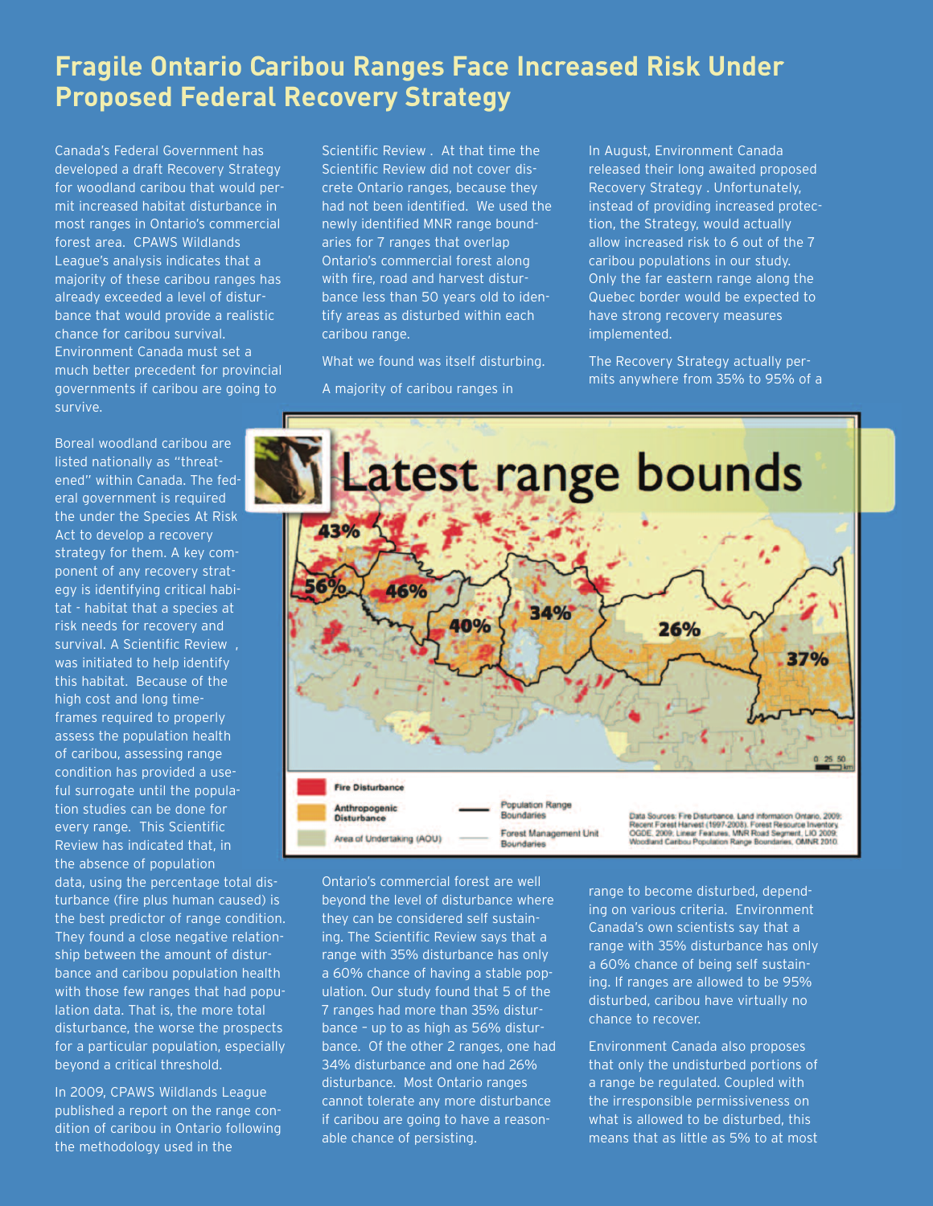# Fragile Ontario Caribou Ranges Face Increased Risk Under Proposed Federal Recovery Strategy

Canada's Federal Government has developed a draft Recovery Strategy for woodland caribou that would permit increased habitat disturbance in most ranges in Ontario's commercial forest area. CPAWS Wildlands League's analysis indicates that a majority of these caribou ranges has already exceeded a level of disturbance that would provide a realistic chance for caribou survival. Environment Canada must set a much better precedent for provincial governments if caribou are going to survive.

Boreal woodland caribou are listed nationally as "threatened" within Canada. The federal government is required the under the Species At Risk Act to develop a recovery strategy for them. A key component of any recovery strategy is identifying critical habitat - habitat that a species at risk needs for recovery and survival. A Scientific Review , was initiated to help identify this habitat. Because of the high cost and long timeframes required to properly assess the population health of caribou, assessing range condition has provided a useful surrogate until the population studies can be done for every range. This Scientific Review has indicated that, in the absence of population data, using the percentage total disturbance (fire plus human caused) is the best predictor of range condition. They found a close negative relationship between the amount of disturbance and caribou population health with those few ranges that had population data. That is, the more total disturbance, the worse the prospects for a particular population, especially beyond a critical threshold.

In 2009, CPAWS Wildlands League published a report on the range condition of caribou in Ontario following the methodology used in the Scientific Review . At that time the Scientific Review did not cover discrete Ontario ranges, because they had not been identified. We used the newly identified MNR range boundaries for 7 ranges that overlap Ontario's commercial forest along with fire, road and harvest disturbance less than 50 years old to identify areas as disturbed within each caribou range.

What we found was itself disturbing.

A majority of caribou ranges in Ontario's commercial forest are well beyond the level of disturbance where they can be considered self sustaining. The Scientific Review says that a range with 35% disturbance has only a 60% chance of having a stable population. Our study found that 5 of the 7 ranges had more than 35% disturbance – up to as high as 56% disturbance. Of the other 2 ranges, one had 34% disturbance and one had 26% disturbance. Most Ontario ranges cannot tolerate any more disturbance if caribou are going to have a reasonable chance of persisting.

In August, Environment Canada released their long awaited proposed Recovery Strategy . Unfortunately, instead of providing increased protection, the Strategy, would actually allow increased risk to 6 out of the 7 caribou populations in our study. Only the far eastern range along the Quebec border would be expected to have strong recovery measures implemented.

The Recovery Strategy actually permits anywhere from 35% to 95% of a range to become disturbed, depending on various criteria. Environment Canada's own scientists say that a range with 35% disturbance has only a 60% chance of being self sustaining. If ranges are allowed to be 95% disturbed, caribou have virtually no chance to recover.

Environment Canada also proposes that only the undisturbed portions of a range be regulated. Coupled with the irresponsible permissiveness on what is allowed to be disturbed, this means that as little as 5% to at most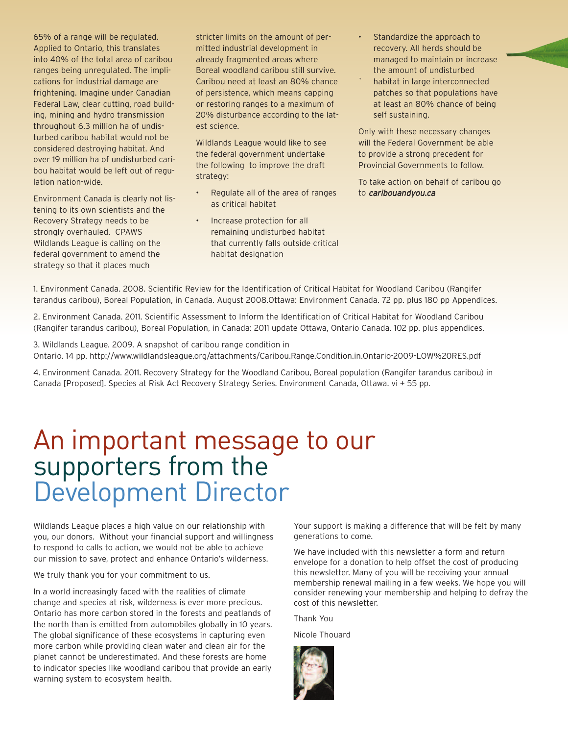65% of a range will be regulated. Applied to Ontario, this translates into 40% of the total area of caribou ranges being unregulated. The implications for industrial damage are frightening. Imagine under Canadian Federal Law, clear cutting, road building, mining and hydro transmission throughout 6.3 million ha of undisturbed caribou habitat would not be considered destroying habitat. And over 19 million ha of undisturbed caribou habitat would be left out of regulation nation-wide.

Environment Canada is clearly not listening to its own scientists and the Recovery Strategy needs to be strongly overhauled. CPAWS Wildlands League is calling on the federal government to amend the strategy so that it places much stricter limits on the amount of permitted industrial development in already fragmented areas where Boreal woodland caribou still survive. Caribou need at least an 80% chance of persistence, which means capping or restoring ranges to a maximum of 20% disturbance according to the latest science.

Wildlands League would like to see the federal government undertake the following to improve the draft strategy:

- Regulate all of the area of ranges as critical habitat
- Increase protection for all remaining undisturbed habitat that currently falls outside critical habitat designation
- Standardize the approach to recovery. All herds should be managed to maintain or increase the amount of undisturbed habitat in large interconnected patches so that populations have at least an 80% chance of being self sustaining.

Only with these necessary changes will the Federal Government be able to provide a strong precedent for Provincial Governments to follow.

To take action on behalf of caribou go to *caribouandyou.ca*

1. Environment Canada. 2008. Scientific Review for the Identification of Critical Habitat for Woodland Caribou (Rangifer tarandus caribou), Boreal Population, in Canada. August 2008.Ottawa: Environment Canada. 72 pp. plus 180 pp Appendices.

2. Environment Canada. 2011. Scientific Assessment to Inform the Identification of Critical Habitat for Woodland Caribou (Rangifer tarandus caribou), Boreal Population, in Canada: 2011 update Ottawa, Ontario Canada. 102 pp. plus appendices.

3. Wildlands League. 2009. A snapshot of caribou range condition in Ontario. 14 pp. http://www.wildlandsleague.org/attachments/Caribou.Range.Condition.in.Ontario-2009-LOW%20RES.pdf

4. Environment Canada. 2011. Recovery Strategy for the Woodland Caribou, Boreal population (Rangifer tarandus caribou) in Canada [Proposed]. Species at Risk Act Recovery Strategy Series. Environment Canada, Ottawa. vi + 55 pp.

# An important message to our supporters from the Development Director

Wildlands League places a high value on our relationship with you, our donors. Without your financial support and willingness to respond to calls to action, we would not be able to achieve our mission to save, protect and enhance Ontario's wilderness.

We truly thank you for your commitment to us.

In a world increasingly faced with the realities of climate change and species at risk, wilderness is ever more precious. Ontario has more carbon stored in the forests and peatlands of the north than is emitted from automobiles globally in 10 years. The global significance of these ecosystems in capturing even more carbon while providing clean water and clean air for the planet cannot be underestimated. And these forests are home to indicator species like woodland caribou that provide an early warning system to ecosystem health.

Your support is making a difference that will be felt by many generations to come.

We have included with this newsletter a form and return envelope for a donation to help offset the cost of producing this newsletter. Many of you will be receiving your annual membership renewal mailing in a few weeks. We hope you will consider renewing your membership and helping to defray the cost of this newsletter.

Thank You

Nicole Thouard